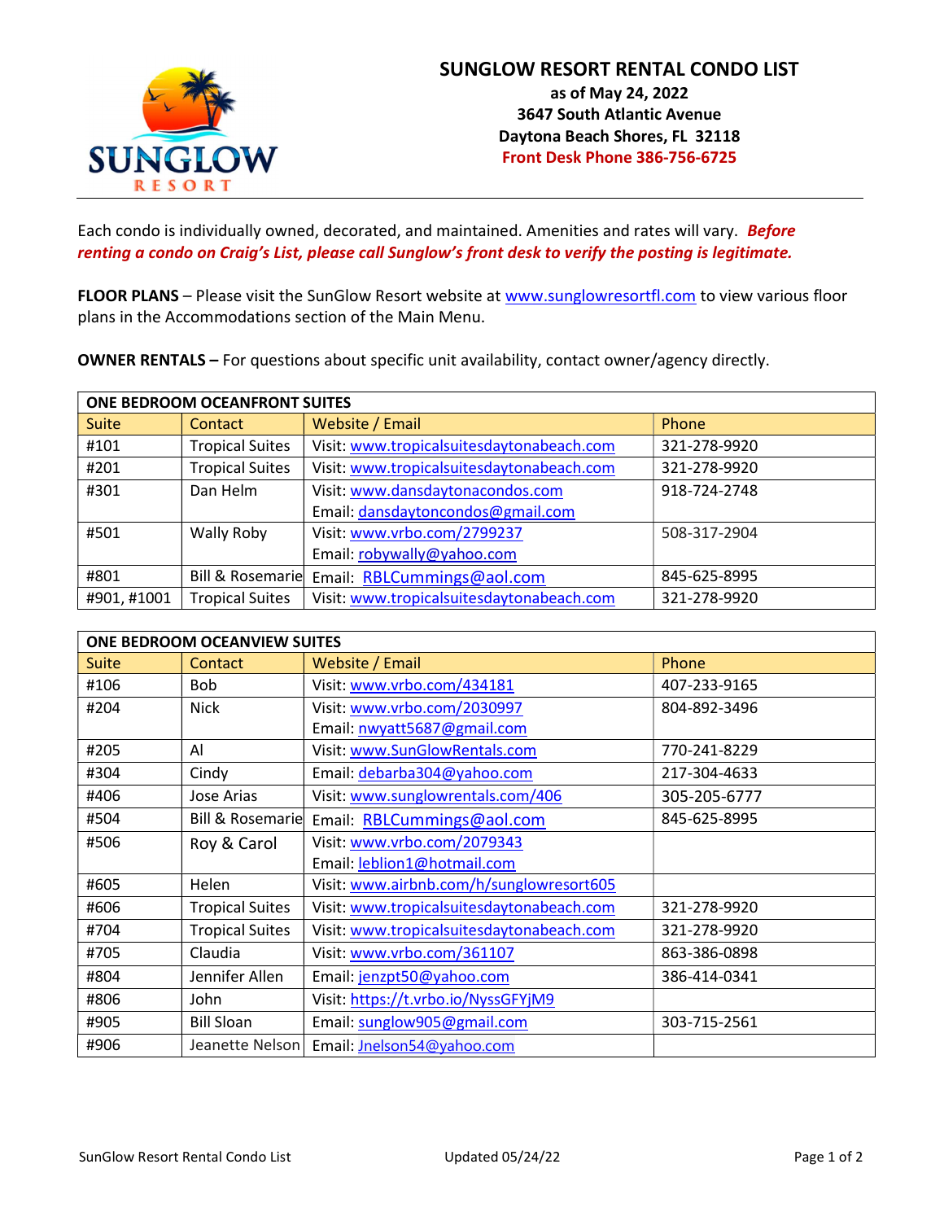# SUNGLOW RESORT RENTAL CONDO LIST

**as of May 24, 2022**
**3647 South Atlantic Avenue**
**Daytona Beach Shores, FL 32118**
**Front Desk Phone 386-756-6725**

Each condo is individually owned, decorated, and maintained. Amenities and rates will vary. ***Before renting a condo on Craig's List, please call Sunglow's front desk to verify the posting is legitimate.***

**FLOOR PLANS** – Please visit the SunGlow Resort website at www.sunglowresortfl.com to view various floor plans in the Accommodations section of the Main Menu.

**OWNER RENTALS –** For questions about specific unit availability, contact owner/agency directly.

| ONE BEDROOM OCEANFRONT SUITES | | | |
|---|---|---|---|
| Suite | Contact | Website / Email | Phone |
| #101 | Tropical Suites | Visit: www.tropicalsuitesdaytonabeach.com | 321-278-9920 |
| #201 | Tropical Suites | Visit: www.tropicalsuitesdaytonabeach.com | 321-278-9920 |
| #301 | Dan Helm | Visit: www.dansdaytonacondos.com<br>Email: dansdaytoncondos@gmail.com | 918-724-2748 |
| #501 | Wally Roby | Visit: www.vrbo.com/2799237<br>Email: robywally@yahoo.com | 508-317-2904 |
| #801 | Bill & Rosemarie | Email: RBLCummings@aol.com | 845-625-8995 |
| #901, #1001 | Tropical Suites | Visit: www.tropicalsuitesdaytonabeach.com | 321-278-9920 |

| ONE BEDROOM OCEANVIEW SUITES | | | |
|---|---|---|---|
| Suite | Contact | Website / Email | Phone |
| #106 | Bob | Visit: www.vrbo.com/434181 | 407-233-9165 |
| #204 | Nick | Visit: www.vrbo.com/2030997<br>Email: nwyatt5687@gmail.com | 804-892-3496 |
| #205 | Al | Visit: www.SunGlowRentals.com | 770-241-8229 |
| #304 | Cindy | Email: debarba304@yahoo.com | 217-304-4633 |
| #406 | Jose Arias | Visit: www.sunglowrentals.com/406 | 305-205-6777 |
| #504 | Bill & Rosemarie | Email: RBLCummings@aol.com | 845-625-8995 |
| #506 | Roy & Carol | Visit: www.vrbo.com/2079343<br>Email: leblion1@hotmail.com | |
| #605 | Helen | Visit: www.airbnb.com/h/sunglowresort605 | |
| #606 | Tropical Suites | Visit: www.tropicalsuitesdaytonabeach.com | 321-278-9920 |
| #704 | Tropical Suites | Visit: www.tropicalsuitesdaytonabeach.com | 321-278-9920 |
| #705 | Claudia | Visit: www.vrbo.com/361107 | 863-386-0898 |
| #804 | Jennifer Allen | Email: jenzpt50@yahoo.com | 386-414-0341 |
| #806 | John | Visit: https://t.vrbo.io/NyssGFYjM9 | |
| #905 | Bill Sloan | Email: sunglow905@gmail.com | 303-715-2561 |
| #906 | Jeanette Nelson | Email: Jnelson54@yahoo.com | |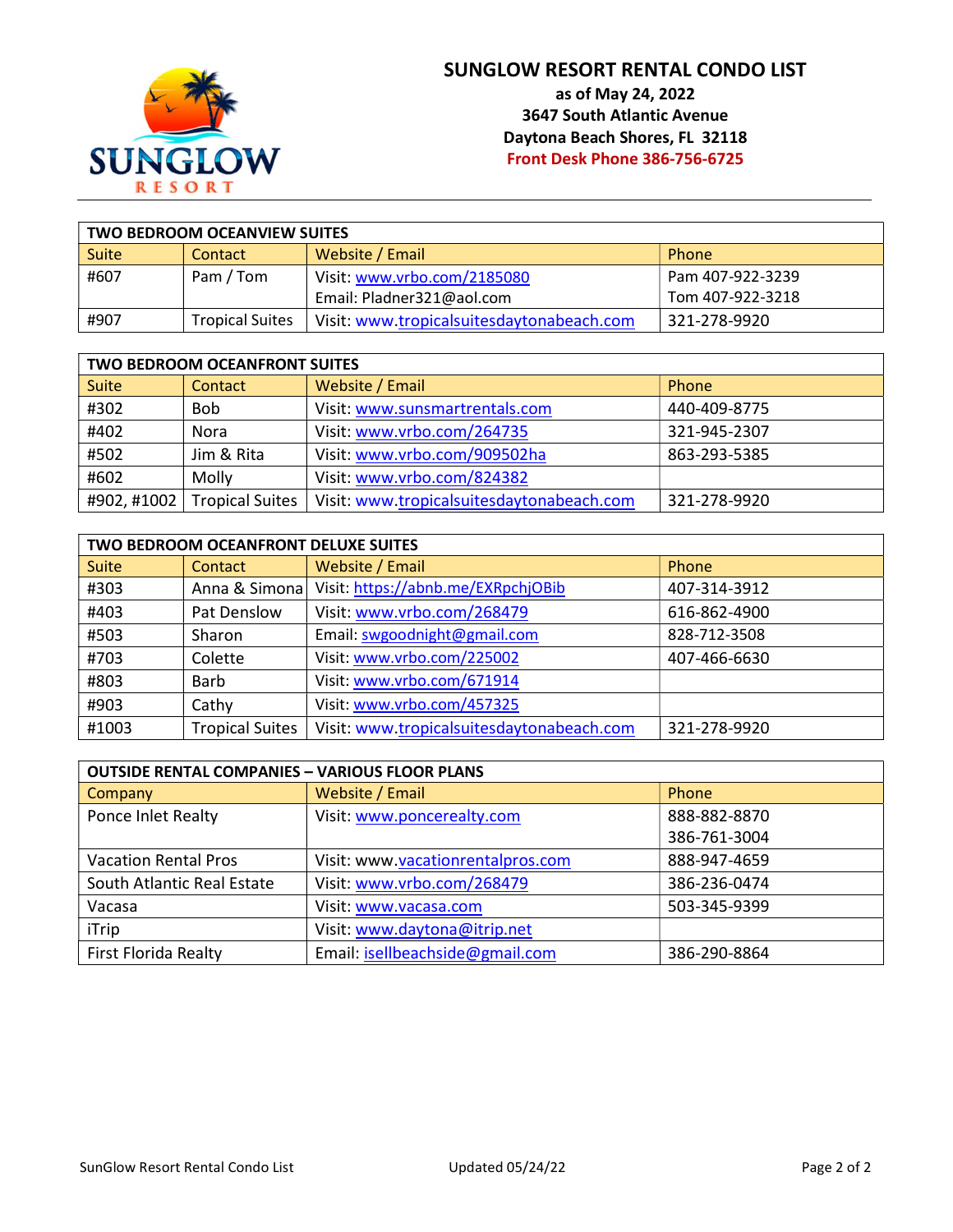# SUNGLOW RESORT RENTAL CONDO LIST

**as of May 24, 2022**
**3647 South Atlantic Avenue**
**Daytona Beach Shores, FL 32118**
**Front Desk Phone 386-756-6725**

| TWO BEDROOM OCEANVIEW SUITES | | | |
|---|---|---|---|
| Suite | Contact | Website / Email | Phone |
| #607 | Pam / Tom | Visit: www.vrbo.com/2185080<br>Email: Pladner321@aol.com | Pam 407-922-3239<br>Tom 407-922-3218 |
| #907 | Tropical Suites | Visit: www.tropicalsuitesdaytonabeach.com | 321-278-9920 |

| TWO BEDROOM OCEANFRONT SUITES | | | |
|---|---|---|---|
| Suite | Contact | Website / Email | Phone |
| #302 | Bob | Visit: www.sunsmartrentals.com | 440-409-8775 |
| #402 | Nora | Visit: www.vrbo.com/264735 | 321-945-2307 |
| #502 | Jim & Rita | Visit: www.vrbo.com/909502ha | 863-293-5385 |
| #602 | Molly | Visit: www.vrbo.com/824382 | |
| #902, #1002 | Tropical Suites | Visit: www.tropicalsuitesdaytonabeach.com | 321-278-9920 |

| TWO BEDROOM OCEANFRONT DELUXE SUITES | | | |
|---|---|---|---|
| Suite | Contact | Website / Email | Phone |
| #303 | Anna & Simona | Visit: https://abnb.me/EXRpchjOBib | 407-314-3912 |
| #403 | Pat Denslow | Visit: www.vrbo.com/268479 | 616-862-4900 |
| #503 | Sharon | Email: swgoodnight@gmail.com | 828-712-3508 |
| #703 | Colette | Visit: www.vrbo.com/225002 | 407-466-6630 |
| #803 | Barb | Visit: www.vrbo.com/671914 | |
| #903 | Cathy | Visit: www.vrbo.com/457325 | |
| #1003 | Tropical Suites | Visit: www.tropicalsuitesdaytonabeach.com | 321-278-9920 |

| OUTSIDE RENTAL COMPANIES – VARIOUS FLOOR PLANS | | |
|---|---|---|
| Company | Website / Email | Phone |
| Ponce Inlet Realty | Visit: www.poncerealty.com | 888-882-8870<br>386-761-3004 |
| Vacation Rental Pros | Visit: www.vacationrentalpros.com | 888-947-4659 |
| South Atlantic Real Estate | Visit: www.vrbo.com/268479 | 386-236-0474 |
| Vacasa | Visit: www.vacasa.com | 503-345-9399 |
| iTrip | Visit: www.daytona@itrip.net | |
| First Florida Realty | Email: isellbeachside@gmail.com | 386-290-8864 |